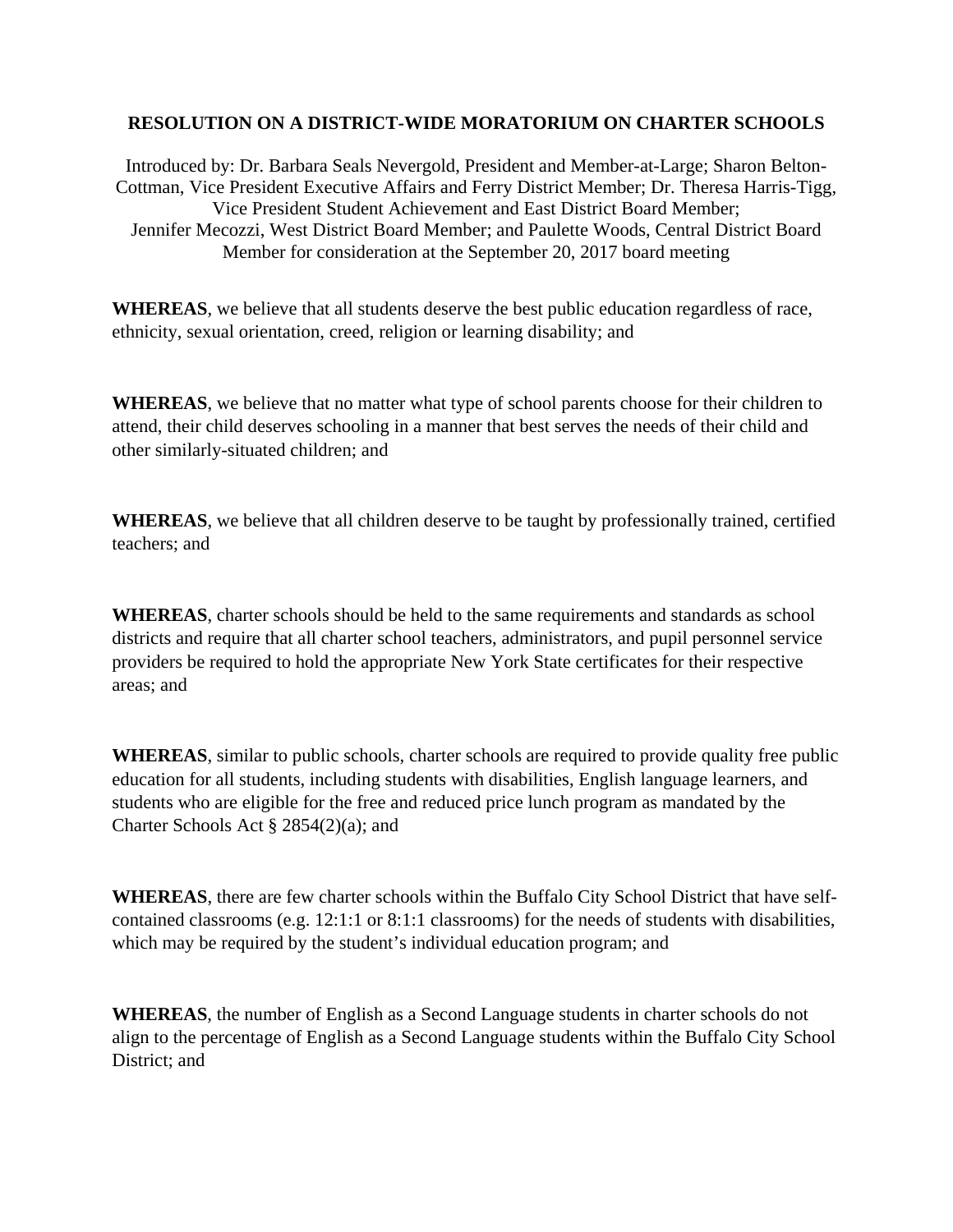**RESOLUTION ON A DISTRICT-WIDE MORATORIUM ON CHARTER SCHOOLS**

Introduced by: Dr. Barbara Seals Nevergold, President and Member-at-Large; Sharon Belton-Cottman, Vice President Executive Affairs and Ferry District Member; Dr. Theresa Harris-Tigg, Vice President Student Achievement and East District Board Member; Jennifer Mecozzi, West District Board Member; and Paulette Woods, Central District Board Member for consideration at the September 20, 2017 board meeting

**WHEREAS**, we believe that all students deserve the best public education regardless of race, ethnicity, sexual orientation, creed, religion or learning disability; and

**WHEREAS**, we believe that no matter what type of school parents choose for their children to attend, their child deserves schooling in a manner that best serves the needs of their child and other similarly-situated children; and

**WHEREAS**, we believe that all children deserve to be taught by professionally trained, certified teachers; and

**WHEREAS**, charter schools should be held to the same requirements and standards as school districts and require that all charter school teachers, administrators, and pupil personnel service providers be required to hold the appropriate New York State certificates for their respective areas; and

**WHEREAS**, similar to public schools, charter schools are required to provide quality free public education for all students, including students with disabilities, English language learners, and students who are eligible for the free and reduced price lunch program as mandated by the Charter Schools Act § 2854(2)(a); and

**WHEREAS**, there are few charter schools within the Buffalo City School District that have self-contained classrooms (e.g. 12:1:1 or 8:1:1 classrooms) for the needs of students with disabilities, which may be required by the student's individual education program; and

**WHEREAS**, the number of English as a Second Language students in charter schools do not align to the percentage of English as a Second Language students within the Buffalo City School District; and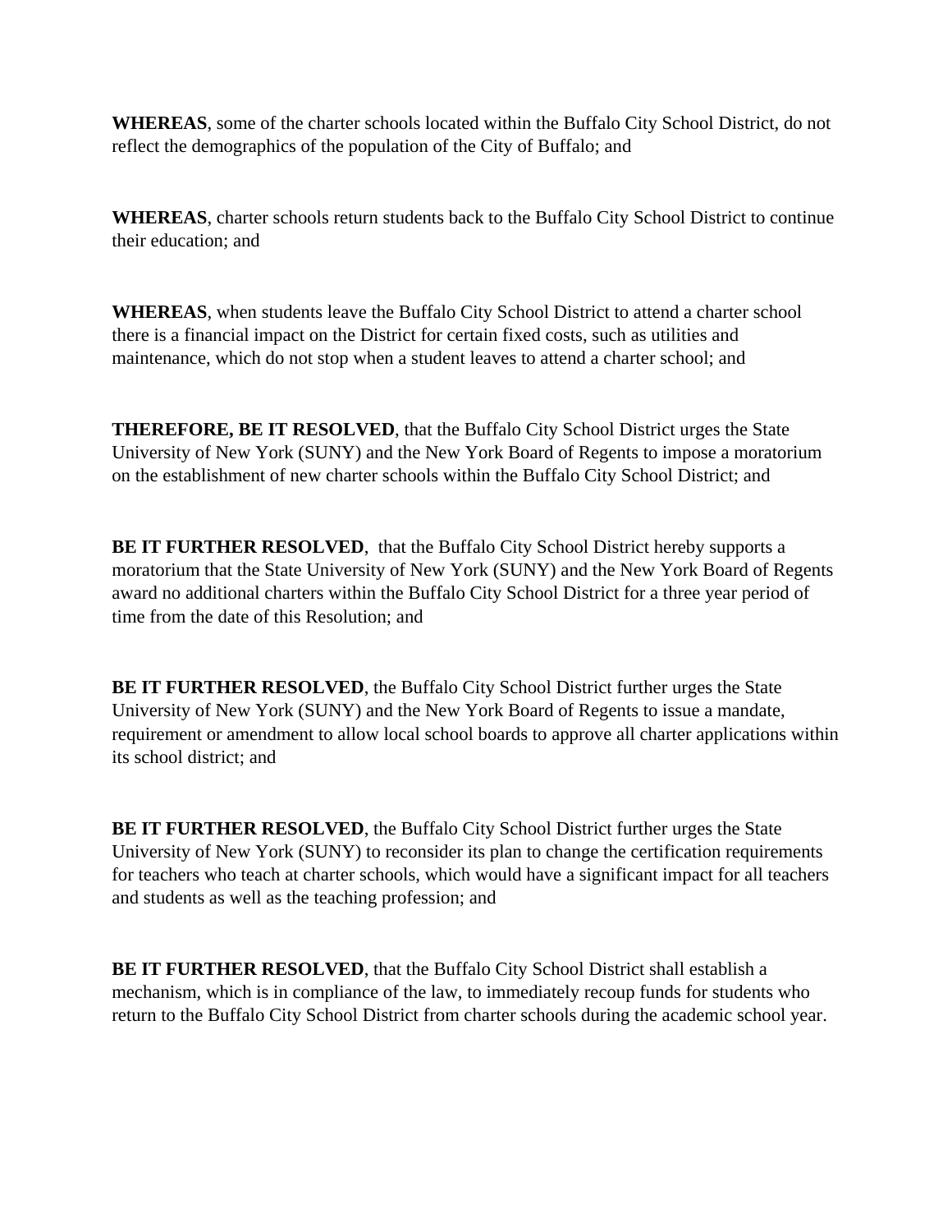**WHEREAS**, some of the charter schools located within the Buffalo City School District, do not reflect the demographics of the population of the City of Buffalo; and

**WHEREAS**, charter schools return students back to the Buffalo City School District to continue their education; and

**WHEREAS**, when students leave the Buffalo City School District to attend a charter school there is a financial impact on the District for certain fixed costs, such as utilities and maintenance, which do not stop when a student leaves to attend a charter school; and

**THEREFORE, BE IT RESOLVED**, that the Buffalo City School District urges the State University of New York (SUNY) and the New York Board of Regents to impose a moratorium on the establishment of new charter schools within the Buffalo City School District; and

**BE IT FURTHER RESOLVED**, that the Buffalo City School District hereby supports a moratorium that the State University of New York (SUNY) and the New York Board of Regents award no additional charters within the Buffalo City School District for a three year period of time from the date of this Resolution; and

**BE IT FURTHER RESOLVED**, the Buffalo City School District further urges the State University of New York (SUNY) and the New York Board of Regents to issue a mandate, requirement or amendment to allow local school boards to approve all charter applications within its school district; and

**BE IT FURTHER RESOLVED**, the Buffalo City School District further urges the State University of New York (SUNY) to reconsider its plan to change the certification requirements for teachers who teach at charter schools, which would have a significant impact for all teachers and students as well as the teaching profession; and

**BE IT FURTHER RESOLVED**, that the Buffalo City School District shall establish a mechanism, which is in compliance of the law, to immediately recoup funds for students who return to the Buffalo City School District from charter schools during the academic school year.